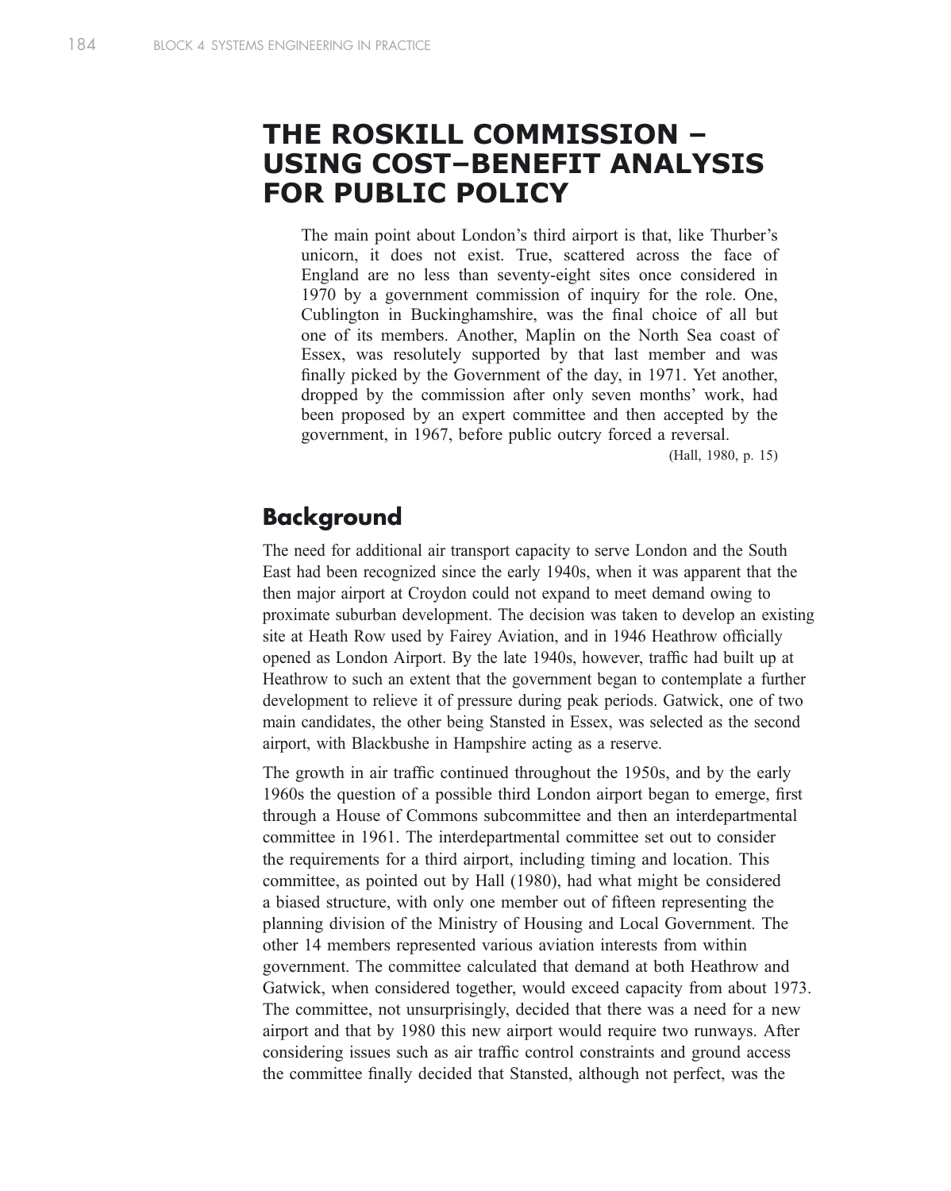# THE ROSKILL COMMISSION – USING COST–BENEFIT ANALYSIS FOR PUBLIC POLICY

> The main point about London's third airport is that, like Thurber's unicorn, it does not exist. True, scattered across the face of England are no less than seventy-eight sites once considered in 1970 by a government commission of inquiry for the role. One, Cublington in Buckinghamshire, was the final choice of all but one of its members. Another, Maplin on the North Sea coast of Essex, was resolutely supported by that last member and was finally picked by the Government of the day, in 1971. Yet another, dropped by the commission after only seven months' work, had been proposed by an expert committee and then accepted by the government, in 1967, before public outcry forced a reversal.
>
> (Hall, 1980, p. 15)

## Background

The need for additional air transport capacity to serve London and the South East had been recognized since the early 1940s, when it was apparent that the then major airport at Croydon could not expand to meet demand owing to proximate suburban development. The decision was taken to develop an existing site at Heath Row used by Fairey Aviation, and in 1946 Heathrow officially opened as London Airport. By the late 1940s, however, traffic had built up at Heathrow to such an extent that the government began to contemplate a further development to relieve it of pressure during peak periods. Gatwick, one of two main candidates, the other being Stansted in Essex, was selected as the second airport, with Blackbushe in Hampshire acting as a reserve.

The growth in air traffic continued throughout the 1950s, and by the early 1960s the question of a possible third London airport began to emerge, first through a House of Commons subcommittee and then an interdepartmental committee in 1961. The interdepartmental committee set out to consider the requirements for a third airport, including timing and location. This committee, as pointed out by Hall (1980), had what might be considered a biased structure, with only one member out of fifteen representing the planning division of the Ministry of Housing and Local Government. The other 14 members represented various aviation interests from within government. The committee calculated that demand at both Heathrow and Gatwick, when considered together, would exceed capacity from about 1973. The committee, not unsurprisingly, decided that there was a need for a new airport and that by 1980 this new airport would require two runways. After considering issues such as air traffic control constraints and ground access the committee finally decided that Stansted, although not perfect, was the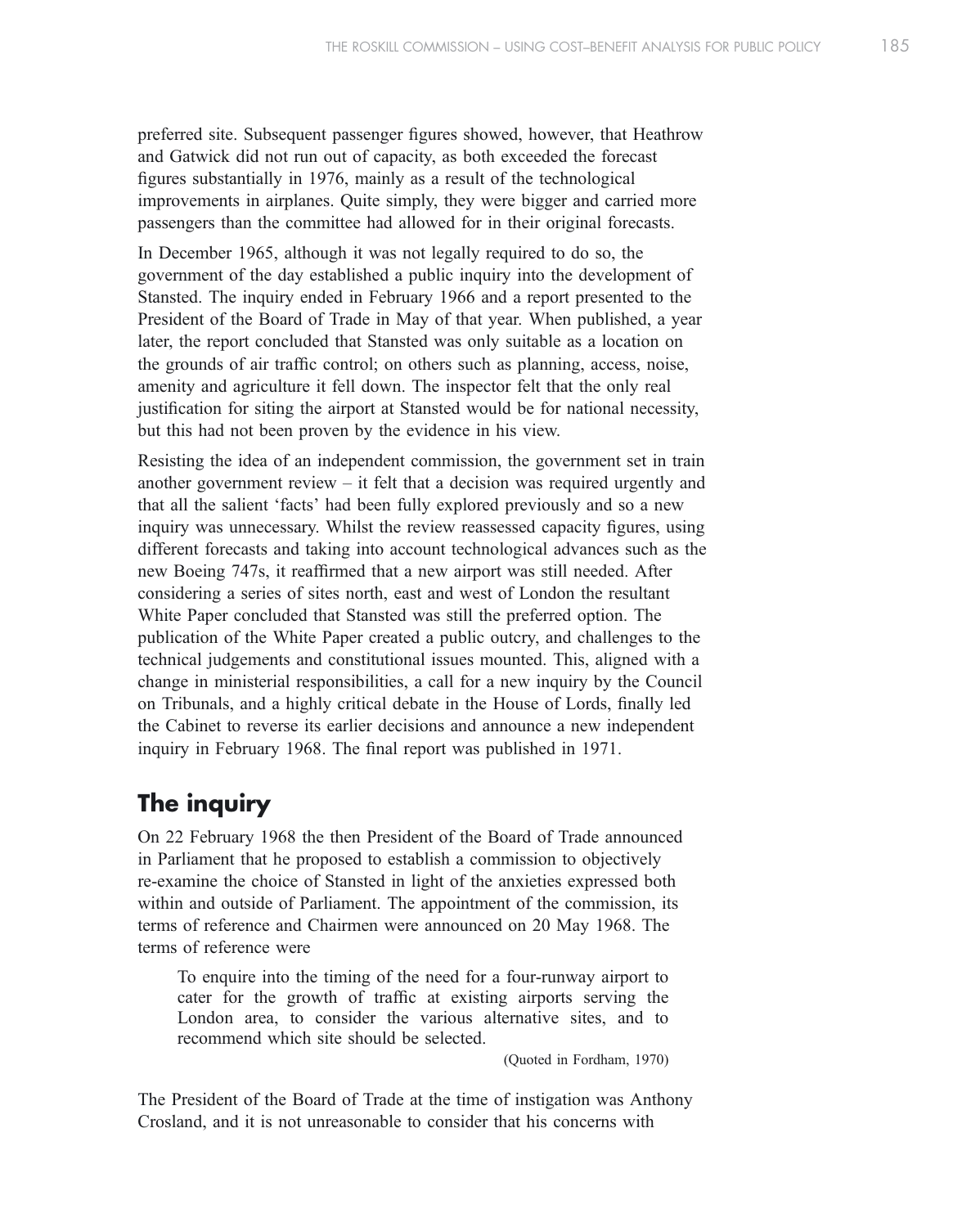preferred site. Subsequent passenger figures showed, however, that Heathrow and Gatwick did not run out of capacity, as both exceeded the forecast figures substantially in 1976, mainly as a result of the technological improvements in airplanes. Quite simply, they were bigger and carried more passengers than the committee had allowed for in their original forecasts.

In December 1965, although it was not legally required to do so, the government of the day established a public inquiry into the development of Stansted. The inquiry ended in February 1966 and a report presented to the President of the Board of Trade in May of that year. When published, a year later, the report concluded that Stansted was only suitable as a location on the grounds of air traffic control; on others such as planning, access, noise, amenity and agriculture it fell down. The inspector felt that the only real justification for siting the airport at Stansted would be for national necessity, but this had not been proven by the evidence in his view.

Resisting the idea of an independent commission, the government set in train another government review – it felt that a decision was required urgently and that all the salient 'facts' had been fully explored previously and so a new inquiry was unnecessary. Whilst the review reassessed capacity figures, using different forecasts and taking into account technological advances such as the new Boeing 747s, it reaffirmed that a new airport was still needed. After considering a series of sites north, east and west of London the resultant White Paper concluded that Stansted was still the preferred option. The publication of the White Paper created a public outcry, and challenges to the technical judgements and constitutional issues mounted. This, aligned with a change in ministerial responsibilities, a call for a new inquiry by the Council on Tribunals, and a highly critical debate in the House of Lords, finally led the Cabinet to reverse its earlier decisions and announce a new independent inquiry in February 1968. The final report was published in 1971.

## The inquiry

On 22 February 1968 the then President of the Board of Trade announced in Parliament that he proposed to establish a commission to objectively re-examine the choice of Stansted in light of the anxieties expressed both within and outside of Parliament. The appointment of the commission, its terms of reference and Chairmen were announced on 20 May 1968. The terms of reference were

> To enquire into the timing of the need for a four-runway airport to cater for the growth of traffic at existing airports serving the London area, to consider the various alternative sites, and to recommend which site should be selected.
>
> (Quoted in Fordham, 1970)

The President of the Board of Trade at the time of instigation was Anthony Crosland, and it is not unreasonable to consider that his concerns with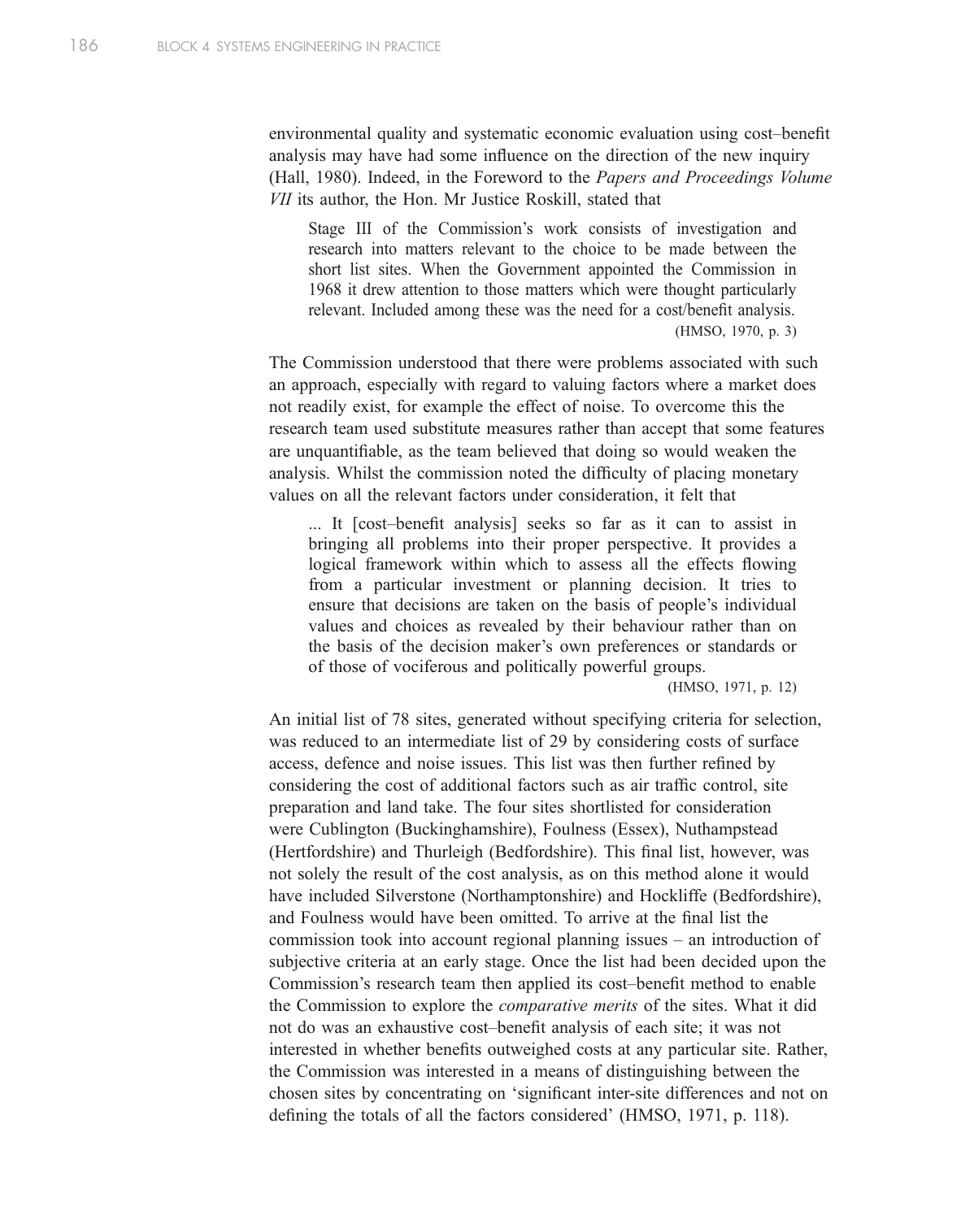environmental quality and systematic economic evaluation using cost–benefit analysis may have had some influence on the direction of the new inquiry (Hall, 1980). Indeed, in the Foreword to the *Papers and Proceedings Volume VII* its author, the Hon. Mr Justice Roskill, stated that

> Stage III of the Commission's work consists of investigation and research into matters relevant to the choice to be made between the short list sites. When the Government appointed the Commission in 1968 it drew attention to those matters which were thought particularly relevant. Included among these was the need for a cost/benefit analysis.
>
> (HMSO, 1970, p. 3)

The Commission understood that there were problems associated with such an approach, especially with regard to valuing factors where a market does not readily exist, for example the effect of noise. To overcome this the research team used substitute measures rather than accept that some features are unquantifiable, as the team believed that doing so would weaken the analysis. Whilst the commission noted the difficulty of placing monetary values on all the relevant factors under consideration, it felt that

> ... It [cost–benefit analysis] seeks so far as it can to assist in bringing all problems into their proper perspective. It provides a logical framework within which to assess all the effects flowing from a particular investment or planning decision. It tries to ensure that decisions are taken on the basis of people's individual values and choices as revealed by their behaviour rather than on the basis of the decision maker's own preferences or standards or of those of vociferous and politically powerful groups.
>
> (HMSO, 1971, p. 12)

An initial list of 78 sites, generated without specifying criteria for selection, was reduced to an intermediate list of 29 by considering costs of surface access, defence and noise issues. This list was then further refined by considering the cost of additional factors such as air traffic control, site preparation and land take. The four sites shortlisted for consideration were Cublington (Buckinghamshire), Foulness (Essex), Nuthampstead (Hertfordshire) and Thurleigh (Bedfordshire). This final list, however, was not solely the result of the cost analysis, as on this method alone it would have included Silverstone (Northamptonshire) and Hockliffe (Bedfordshire), and Foulness would have been omitted. To arrive at the final list the commission took into account regional planning issues – an introduction of subjective criteria at an early stage. Once the list had been decided upon the Commission's research team then applied its cost–benefit method to enable the Commission to explore the *comparative merits* of the sites. What it did not do was an exhaustive cost–benefit analysis of each site; it was not interested in whether benefits outweighed costs at any particular site. Rather, the Commission was interested in a means of distinguishing between the chosen sites by concentrating on 'significant inter-site differences and not on defining the totals of all the factors considered' (HMSO, 1971, p. 118).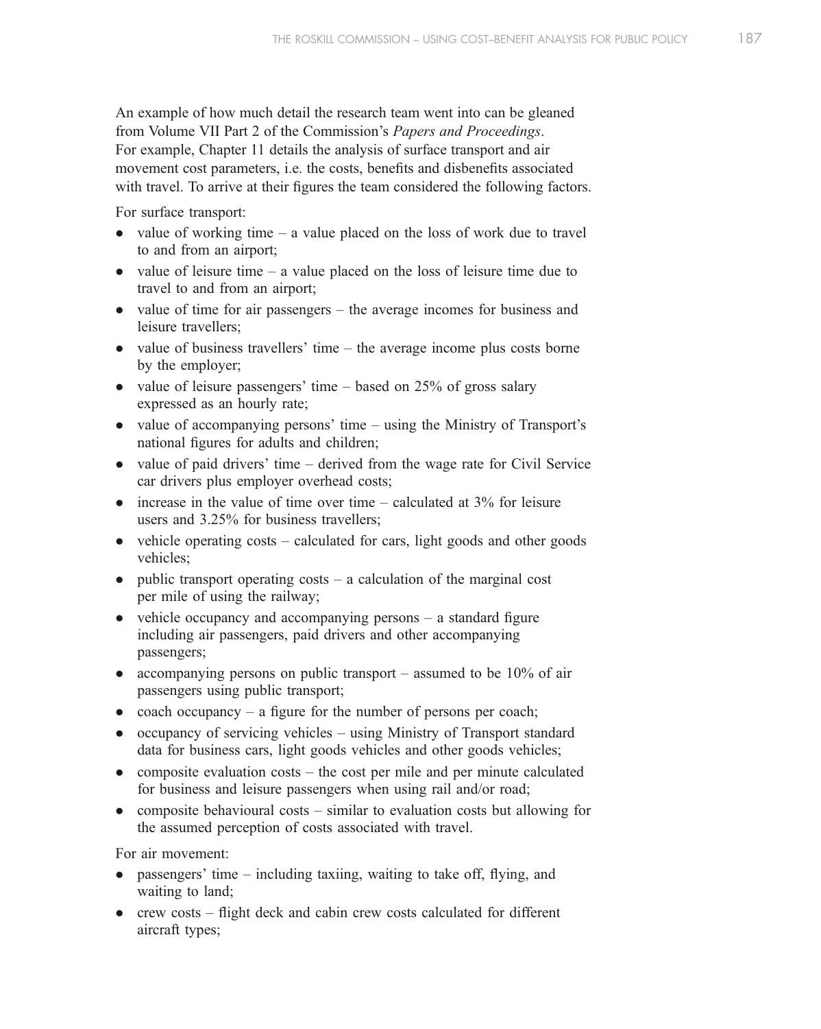An example of how much detail the research team went into can be gleaned from Volume VII Part 2 of the Commission's *Papers and Proceedings*. For example, Chapter 11 details the analysis of surface transport and air movement cost parameters, i.e. the costs, benefits and disbenefits associated with travel. To arrive at their figures the team considered the following factors.

For surface transport:

- value of working time – a value placed on the loss of work due to travel to and from an airport;
- value of leisure time – a value placed on the loss of leisure time due to travel to and from an airport;
- value of time for air passengers – the average incomes for business and leisure travellers;
- value of business travellers' time – the average income plus costs borne by the employer;
- value of leisure passengers' time – based on 25% of gross salary expressed as an hourly rate;
- value of accompanying persons' time – using the Ministry of Transport's national figures for adults and children;
- value of paid drivers' time – derived from the wage rate for Civil Service car drivers plus employer overhead costs;
- increase in the value of time over time – calculated at 3% for leisure users and 3.25% for business travellers;
- vehicle operating costs – calculated for cars, light goods and other goods vehicles;
- public transport operating costs – a calculation of the marginal cost per mile of using the railway;
- vehicle occupancy and accompanying persons – a standard figure including air passengers, paid drivers and other accompanying passengers;
- accompanying persons on public transport – assumed to be 10% of air passengers using public transport;
- coach occupancy – a figure for the number of persons per coach;
- occupancy of servicing vehicles – using Ministry of Transport standard data for business cars, light goods vehicles and other goods vehicles;
- composite evaluation costs – the cost per mile and per minute calculated for business and leisure passengers when using rail and/or road;
- composite behavioural costs – similar to evaluation costs but allowing for the assumed perception of costs associated with travel.

For air movement:

- passengers' time – including taxiing, waiting to take off, flying, and waiting to land;
- crew costs – flight deck and cabin crew costs calculated for different aircraft types;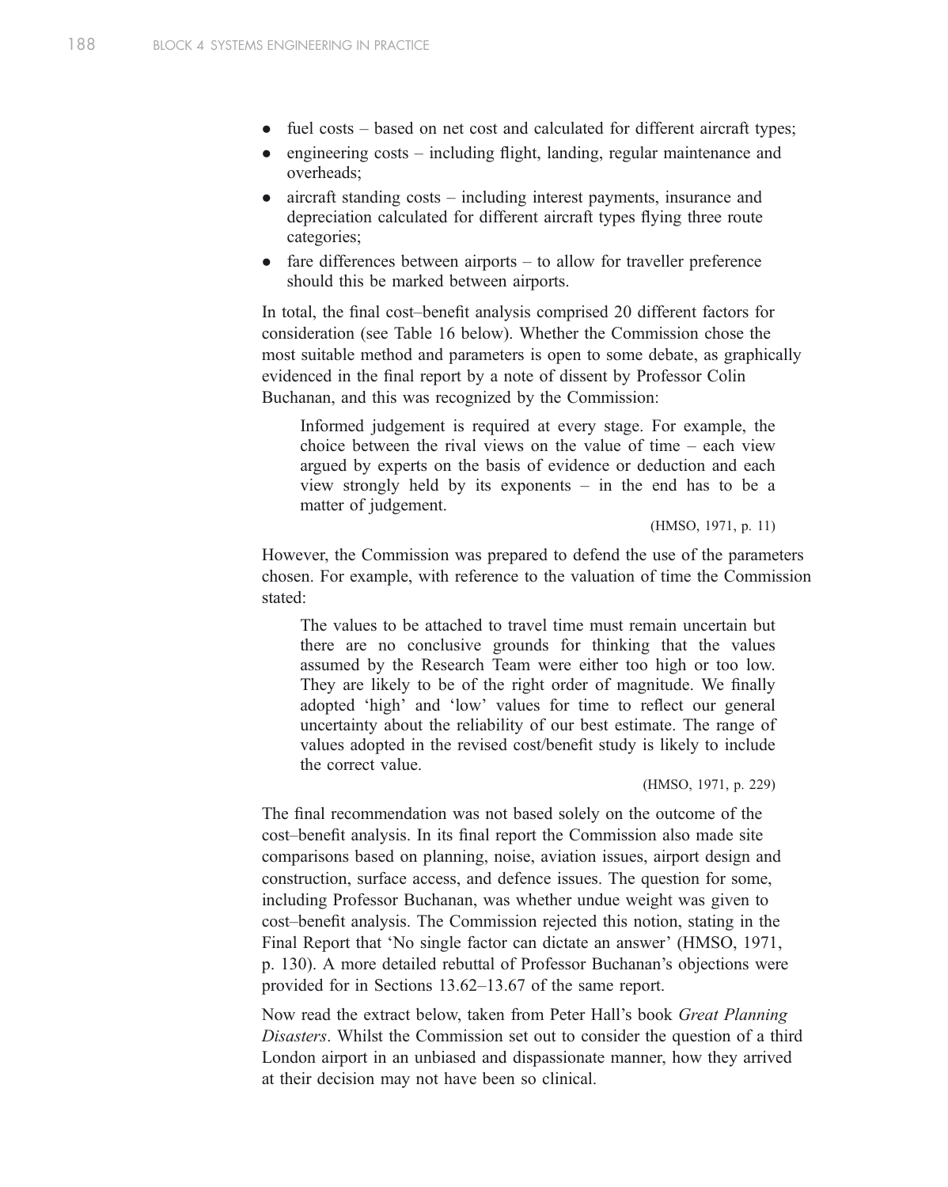- fuel costs – based on net cost and calculated for different aircraft types;
- engineering costs – including flight, landing, regular maintenance and overheads;
- aircraft standing costs – including interest payments, insurance and depreciation calculated for different aircraft types flying three route categories;
- fare differences between airports – to allow for traveller preference should this be marked between airports.

In total, the final cost–benefit analysis comprised 20 different factors for consideration (see Table 16 below). Whether the Commission chose the most suitable method and parameters is open to some debate, as graphically evidenced in the final report by a note of dissent by Professor Colin Buchanan, and this was recognized by the Commission:

> Informed judgement is required at every stage. For example, the choice between the rival views on the value of time – each view argued by experts on the basis of evidence or deduction and each view strongly held by its exponents – in the end has to be a matter of judgement.
>
> (HMSO, 1971, p. 11)

However, the Commission was prepared to defend the use of the parameters chosen. For example, with reference to the valuation of time the Commission stated:

> The values to be attached to travel time must remain uncertain but there are no conclusive grounds for thinking that the values assumed by the Research Team were either too high or too low. They are likely to be of the right order of magnitude. We finally adopted 'high' and 'low' values for time to reflect our general uncertainty about the reliability of our best estimate. The range of values adopted in the revised cost/benefit study is likely to include the correct value.
>
> (HMSO, 1971, p. 229)

The final recommendation was not based solely on the outcome of the cost–benefit analysis. In its final report the Commission also made site comparisons based on planning, noise, aviation issues, airport design and construction, surface access, and defence issues. The question for some, including Professor Buchanan, was whether undue weight was given to cost–benefit analysis. The Commission rejected this notion, stating in the Final Report that 'No single factor can dictate an answer' (HMSO, 1971, p. 130). A more detailed rebuttal of Professor Buchanan's objections were provided for in Sections 13.62–13.67 of the same report.

Now read the extract below, taken from Peter Hall's book *Great Planning Disasters*. Whilst the Commission set out to consider the question of a third London airport in an unbiased and dispassionate manner, how they arrived at their decision may not have been so clinical.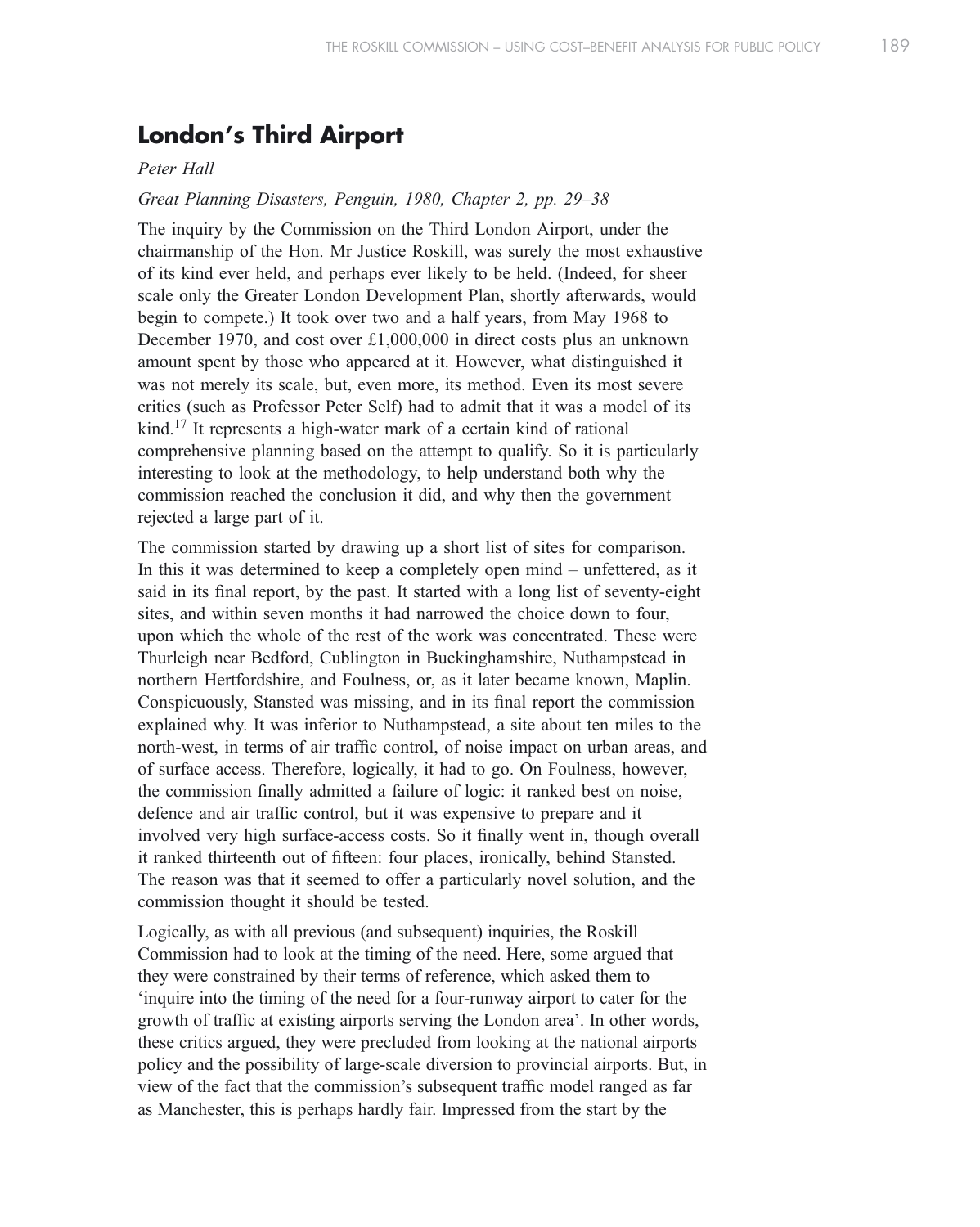## London's Third Airport

*Peter Hall*

*Great Planning Disasters, Penguin, 1980, Chapter 2, pp. 29–38*

The inquiry by the Commission on the Third London Airport, under the chairmanship of the Hon. Mr Justice Roskill, was surely the most exhaustive of its kind ever held, and perhaps ever likely to be held. (Indeed, for sheer scale only the Greater London Development Plan, shortly afterwards, would begin to compete.) It took over two and a half years, from May 1968 to December 1970, and cost over £1,000,000 in direct costs plus an unknown amount spent by those who appeared at it. However, what distinguished it was not merely its scale, but, even more, its method. Even its most severe critics (such as Professor Peter Self) had to admit that it was a model of its kind.[17] It represents a high-water mark of a certain kind of rational comprehensive planning based on the attempt to qualify. So it is particularly interesting to look at the methodology, to help understand both why the commission reached the conclusion it did, and why then the government rejected a large part of it.

The commission started by drawing up a short list of sites for comparison. In this it was determined to keep a completely open mind – unfettered, as it said in its final report, by the past. It started with a long list of seventy-eight sites, and within seven months it had narrowed the choice down to four, upon which the whole of the rest of the work was concentrated. These were Thurleigh near Bedford, Cublington in Buckinghamshire, Nuthampstead in northern Hertfordshire, and Foulness, or, as it later became known, Maplin. Conspicuously, Stansted was missing, and in its final report the commission explained why. It was inferior to Nuthampstead, a site about ten miles to the north-west, in terms of air traffic control, of noise impact on urban areas, and of surface access. Therefore, logically, it had to go. On Foulness, however, the commission finally admitted a failure of logic: it ranked best on noise, defence and air traffic control, but it was expensive to prepare and it involved very high surface-access costs. So it finally went in, though overall it ranked thirteenth out of fifteen: four places, ironically, behind Stansted. The reason was that it seemed to offer a particularly novel solution, and the commission thought it should be tested.

Logically, as with all previous (and subsequent) inquiries, the Roskill Commission had to look at the timing of the need. Here, some argued that they were constrained by their terms of reference, which asked them to 'inquire into the timing of the need for a four-runway airport to cater for the growth of traffic at existing airports serving the London area'. In other words, these critics argued, they were precluded from looking at the national airports policy and the possibility of large-scale diversion to provincial airports. But, in view of the fact that the commission's subsequent traffic model ranged as far as Manchester, this is perhaps hardly fair. Impressed from the start by the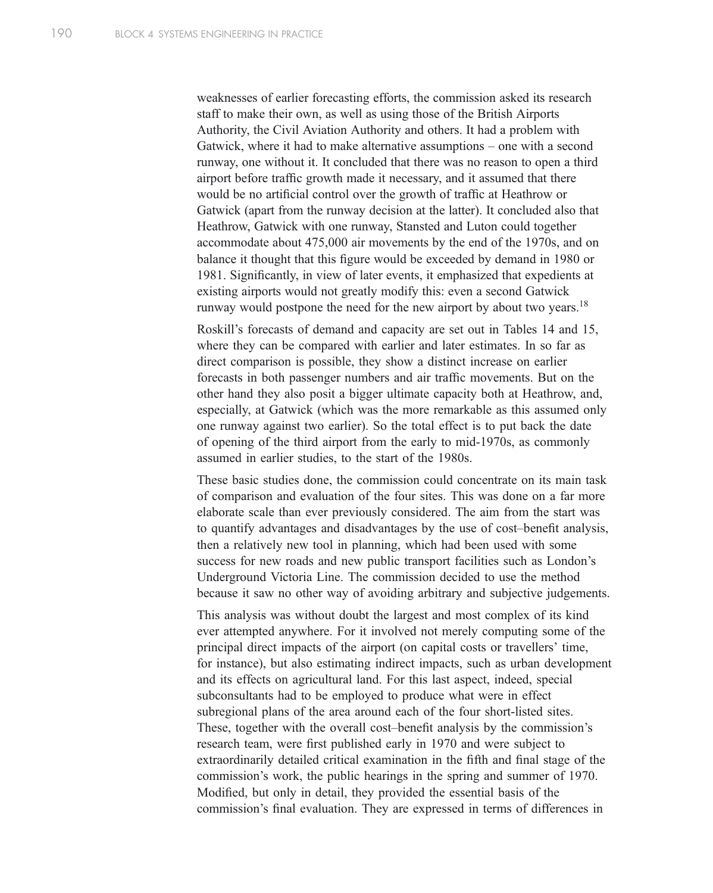weaknesses of earlier forecasting efforts, the commission asked its research staff to make their own, as well as using those of the British Airports Authority, the Civil Aviation Authority and others. It had a problem with Gatwick, where it had to make alternative assumptions – one with a second runway, one without it. It concluded that there was no reason to open a third airport before traffic growth made it necessary, and it assumed that there would be no artificial control over the growth of traffic at Heathrow or Gatwick (apart from the runway decision at the latter). It concluded also that Heathrow, Gatwick with one runway, Stansted and Luton could together accommodate about 475,000 air movements by the end of the 1970s, and on balance it thought that this figure would be exceeded by demand in 1980 or 1981. Significantly, in view of later events, it emphasized that expedients at existing airports would not greatly modify this: even a second Gatwick runway would postpone the need for the new airport by about two years.[18]

Roskill's forecasts of demand and capacity are set out in Tables 14 and 15, where they can be compared with earlier and later estimates. In so far as direct comparison is possible, they show a distinct increase on earlier forecasts in both passenger numbers and air traffic movements. But on the other hand they also posit a bigger ultimate capacity both at Heathrow, and, especially, at Gatwick (which was the more remarkable as this assumed only one runway against two earlier). So the total effect is to put back the date of opening of the third airport from the early to mid-1970s, as commonly assumed in earlier studies, to the start of the 1980s.

These basic studies done, the commission could concentrate on its main task of comparison and evaluation of the four sites. This was done on a far more elaborate scale than ever previously considered. The aim from the start was to quantify advantages and disadvantages by the use of cost–benefit analysis, then a relatively new tool in planning, which had been used with some success for new roads and new public transport facilities such as London's Underground Victoria Line. The commission decided to use the method because it saw no other way of avoiding arbitrary and subjective judgements.

This analysis was without doubt the largest and most complex of its kind ever attempted anywhere. For it involved not merely computing some of the principal direct impacts of the airport (on capital costs or travellers' time, for instance), but also estimating indirect impacts, such as urban development and its effects on agricultural land. For this last aspect, indeed, special subconsultants had to be employed to produce what were in effect subregional plans of the area around each of the four short-listed sites. These, together with the overall cost–benefit analysis by the commission's research team, were first published early in 1970 and were subject to extraordinarily detailed critical examination in the fifth and final stage of the commission's work, the public hearings in the spring and summer of 1970. Modified, but only in detail, they provided the essential basis of the commission's final evaluation. They are expressed in terms of differences in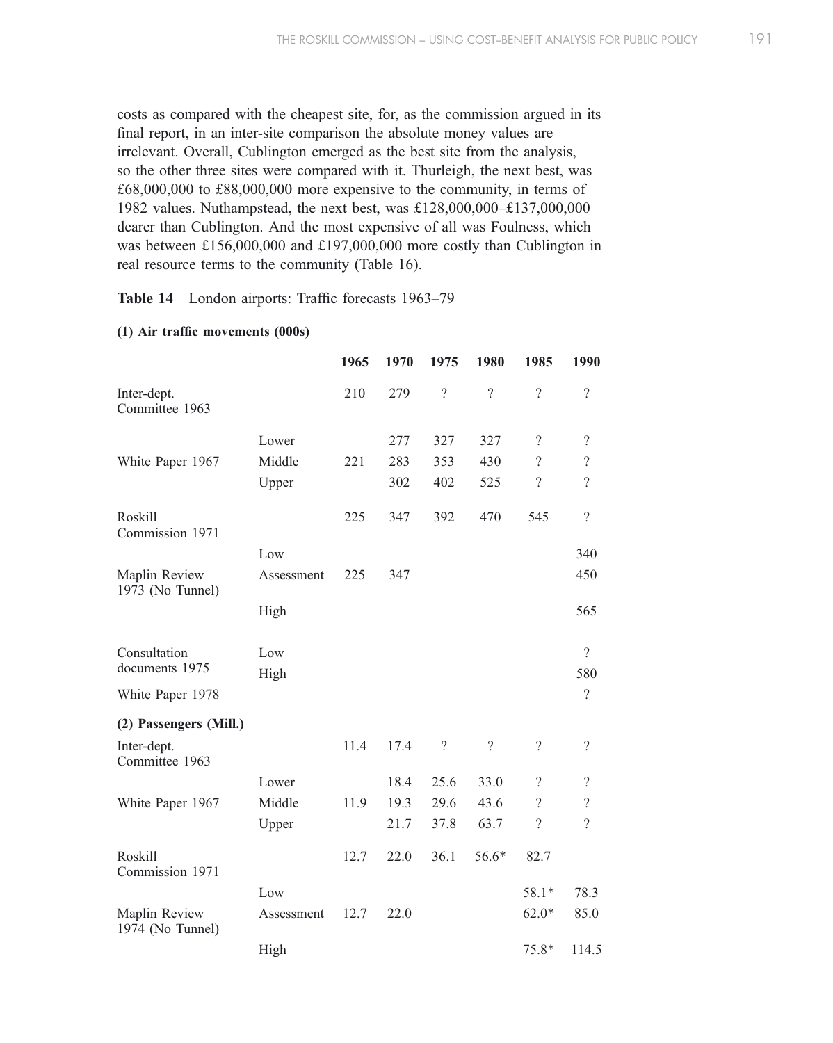costs as compared with the cheapest site, for, as the commission argued in its final report, in an inter-site comparison the absolute money values are irrelevant. Overall, Cublington emerged as the best site from the analysis, so the other three sites were compared with it. Thurleigh, the next best, was £68,000,000 to £88,000,000 more expensive to the community, in terms of 1982 values. Nuthampstead, the next best, was £128,000,000–£137,000,000 dearer than Cublington. And the most expensive of all was Foulness, which was between £156,000,000 and £197,000,000 more costly than Cublington in real resource terms to the community (Table 16).

**Table 14** London airports: Traffic forecasts 1963–79

| **(1) Air traffic movements (000s)** | | | | | | | |
|---|---|---|---|---|---|---|---|
| | | **1965** | **1970** | **1975** | **1980** | **1985** | **1990** |
| Inter-dept. Committee 1963 | | 210 | 279 | ? | ? | ? | ? |
| | Lower | | 277 | 327 | 327 | ? | ? |
| White Paper 1967 | Middle | 221 | 283 | 353 | 430 | ? | ? |
| | Upper | | 302 | 402 | 525 | ? | ? |
| Roskill Commission 1971 | | 225 | 347 | 392 | 470 | 545 | ? |
| | Low | | | | | | 340 |
| Maplin Review 1973 (No Tunnel) | Assessment | 225 | 347 | | | | 450 |
| | High | | | | | | 565 |
| Consultation documents 1975 | Low | | | | | | ? |
| | High | | | | | | 580 |
| White Paper 1978 | | | | | | | ? |
| **(2) Passengers (Mill.)** | | | | | | | |
| Inter-dept. Committee 1963 | | 11.4 | 17.4 | ? | ? | ? | ? |
| | Lower | | 18.4 | 25.6 | 33.0 | ? | ? |
| White Paper 1967 | Middle | 11.9 | 19.3 | 29.6 | 43.6 | ? | ? |
| | Upper | | 21.7 | 37.8 | 63.7 | ? | ? |
| Roskill Commission 1971 | | 12.7 | 22.0 | 36.1 | 56.6* | 82.7 | |
| | Low | | | | | 58.1* | 78.3 |
| Maplin Review 1974 (No Tunnel) | Assessment | 12.7 | 22.0 | | | 62.0* | 85.0 |
| | High | | | | | 75.8* | 114.5 |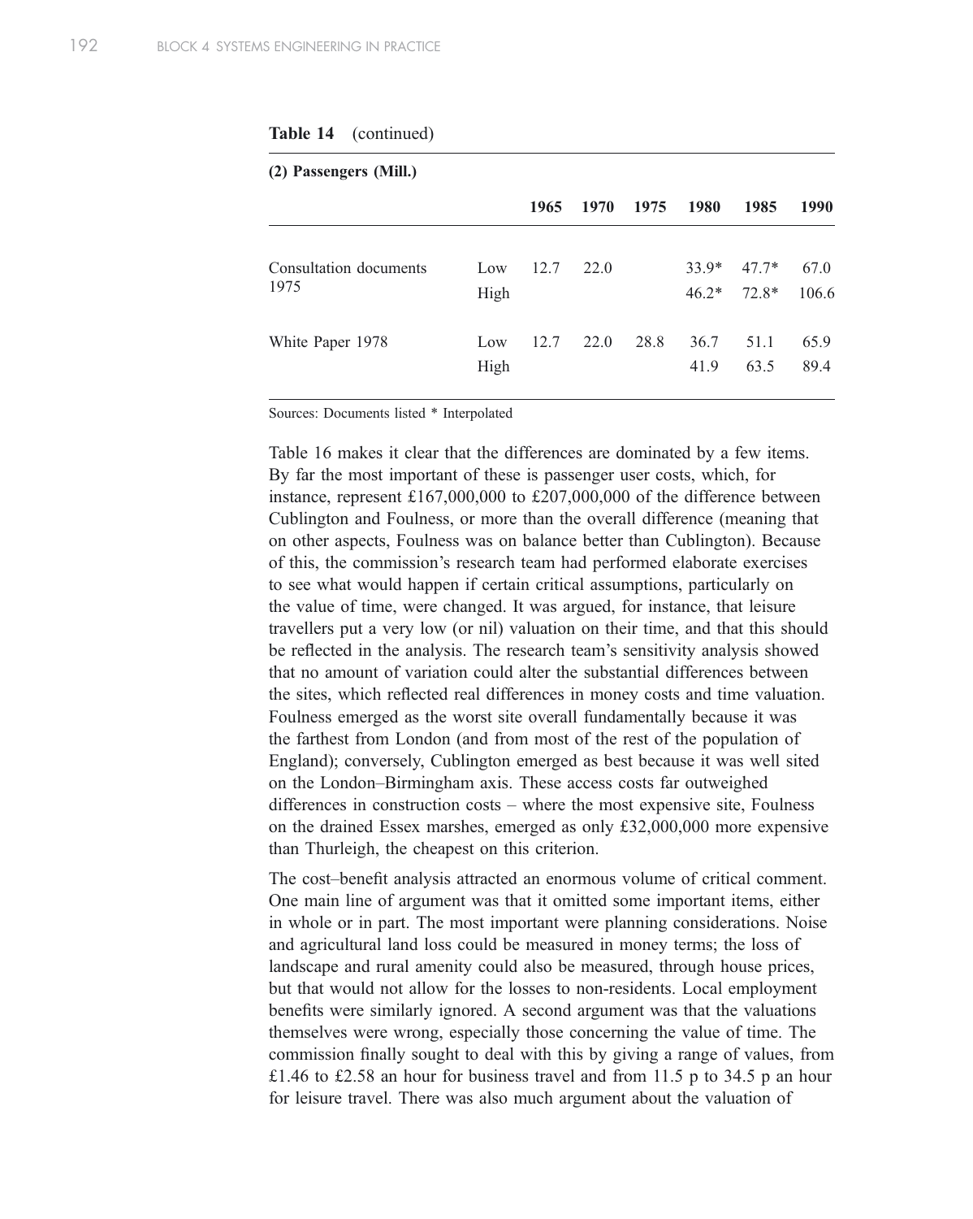**Table 14** (continued)

| (2) Passengers (Mill.) | | 1965 | 1970 | 1975 | 1980 | 1985 | 1990 |
|---|---|---|---|---|---|---|---|
| Consultation documents 1975 | Low | 12.7 | 22.0 | | 33.9* | 47.7* | 67.0 |
| | High | | | | 46.2* | 72.8* | 106.6 |
| White Paper 1978 | Low | 12.7 | 22.0 | 28.8 | 36.7 | 51.1 | 65.9 |
| | High | | | | 41.9 | 63.5 | 89.4 |

Sources: Documents listed * Interpolated

Table 16 makes it clear that the differences are dominated by a few items. By far the most important of these is passenger user costs, which, for instance, represent £167,000,000 to £207,000,000 of the difference between Cublington and Foulness, or more than the overall difference (meaning that on other aspects, Foulness was on balance better than Cublington). Because of this, the commission's research team had performed elaborate exercises to see what would happen if certain critical assumptions, particularly on the value of time, were changed. It was argued, for instance, that leisure travellers put a very low (or nil) valuation on their time, and that this should be reflected in the analysis. The research team's sensitivity analysis showed that no amount of variation could alter the substantial differences between the sites, which reflected real differences in money costs and time valuation. Foulness emerged as the worst site overall fundamentally because it was the farthest from London (and from most of the rest of the population of England); conversely, Cublington emerged as best because it was well sited on the London–Birmingham axis. These access costs far outweighed differences in construction costs – where the most expensive site, Foulness on the drained Essex marshes, emerged as only £32,000,000 more expensive than Thurleigh, the cheapest on this criterion.

The cost–benefit analysis attracted an enormous volume of critical comment. One main line of argument was that it omitted some important items, either in whole or in part. The most important were planning considerations. Noise and agricultural land loss could be measured in money terms; the loss of landscape and rural amenity could also be measured, through house prices, but that would not allow for the losses to non-residents. Local employment benefits were similarly ignored. A second argument was that the valuations themselves were wrong, especially those concerning the value of time. The commission finally sought to deal with this by giving a range of values, from £1.46 to £2.58 an hour for business travel and from 11.5 p to 34.5 p an hour for leisure travel. There was also much argument about the valuation of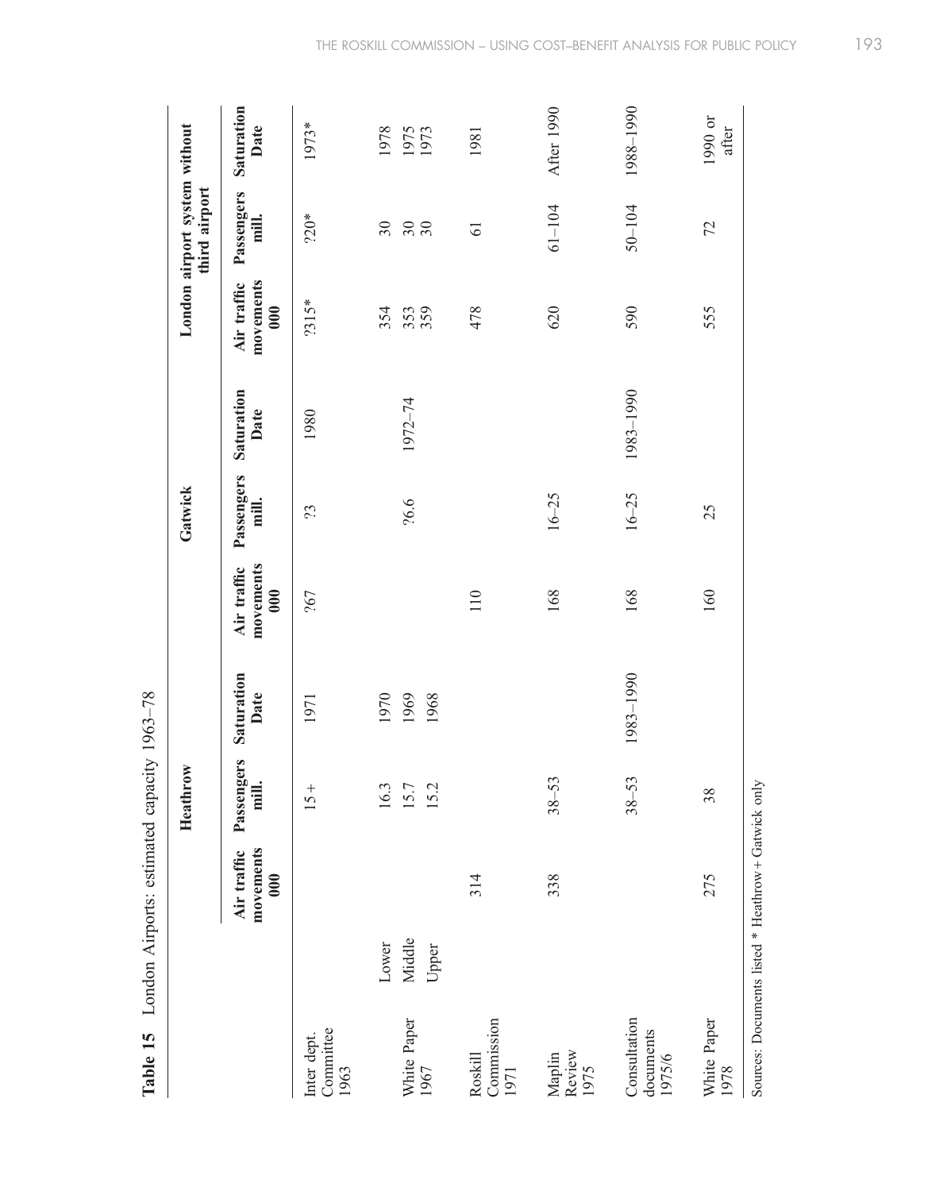**Table 15** London Airports: estimated capacity 1963–78

| | | Heathrow | | | Gatwick | | | London airport system without third airport | | |
|---|---|---|---|---|---|---|---|---|---|---|
| | | Air traffic movements 000 | Passengers mill. | Saturation Date | Air traffic movements 000 | Passengers mill. | Saturation Date | Air traffic movements 000 | Passengers mill. | Saturation Date |
| Inter dept. Committee 1963 | | | 15+ | 1971 | ?67 | ?3 | 1980 | ?315* | ?20* | 1973* |
| White Paper 1967 | Lower | | 16.3 | 1970 | | | | 354 | 30 | 1978 |
| | Middle | | 15.7 | 1969 | | ?6.6 | 1972–74 | 353 | 30 | 1975 |
| | Upper | | 15.2 | 1968 | | | | 359 | 30 | 1973 |
| Roskill Commission 1971 | | 314 | | | 110 | | | 478 | 61 | 1981 |
| Maplin Review 1975 | | 338 | 38–53 | | 168 | 16–25 | | 620 | 61–104 | After 1990 |
| Consultation documents 1975/6 | | | 38–53 | 1983–1990 | 168 | 16–25 | 1983–1990 | 590 | 50–104 | 1988–1990 |
| White Paper 1978 | | 275 | 38 | | 160 | 25 | | 555 | 72 | 1990 or after |

Sources: Documents listed * Heathrow + Gatwick only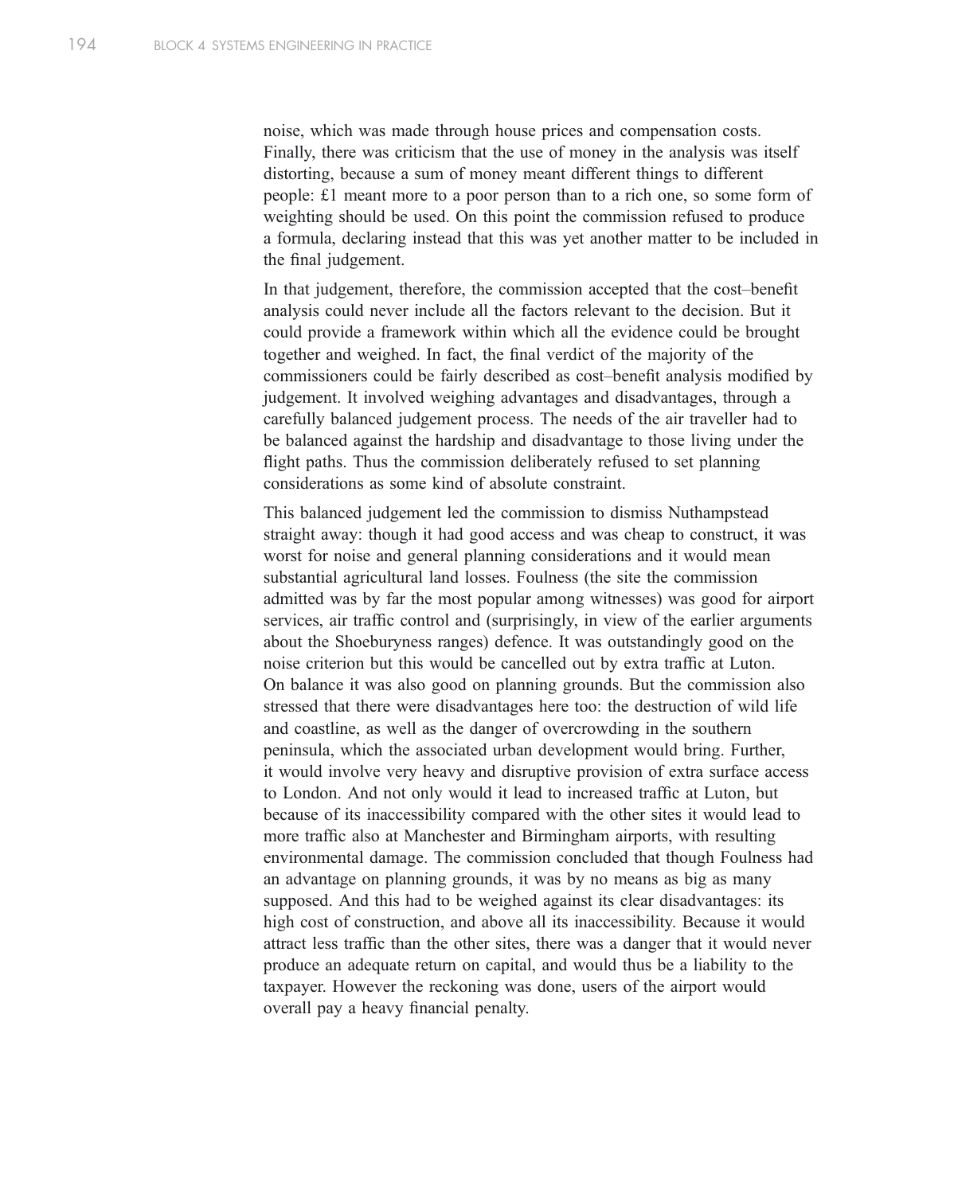noise, which was made through house prices and compensation costs. Finally, there was criticism that the use of money in the analysis was itself distorting, because a sum of money meant different things to different people: £1 meant more to a poor person than to a rich one, so some form of weighting should be used. On this point the commission refused to produce a formula, declaring instead that this was yet another matter to be included in the final judgement.

In that judgement, therefore, the commission accepted that the cost–benefit analysis could never include all the factors relevant to the decision. But it could provide a framework within which all the evidence could be brought together and weighed. In fact, the final verdict of the majority of the commissioners could be fairly described as cost–benefit analysis modified by judgement. It involved weighing advantages and disadvantages, through a carefully balanced judgement process. The needs of the air traveller had to be balanced against the hardship and disadvantage to those living under the flight paths. Thus the commission deliberately refused to set planning considerations as some kind of absolute constraint.

This balanced judgement led the commission to dismiss Nuthampstead straight away: though it had good access and was cheap to construct, it was worst for noise and general planning considerations and it would mean substantial agricultural land losses. Foulness (the site the commission admitted was by far the most popular among witnesses) was good for airport services, air traffic control and (surprisingly, in view of the earlier arguments about the Shoeburyness ranges) defence. It was outstandingly good on the noise criterion but this would be cancelled out by extra traffic at Luton. On balance it was also good on planning grounds. But the commission also stressed that there were disadvantages here too: the destruction of wild life and coastline, as well as the danger of overcrowding in the southern peninsula, which the associated urban development would bring. Further, it would involve very heavy and disruptive provision of extra surface access to London. And not only would it lead to increased traffic at Luton, but because of its inaccessibility compared with the other sites it would lead to more traffic also at Manchester and Birmingham airports, with resulting environmental damage. The commission concluded that though Foulness had an advantage on planning grounds, it was by no means as big as many supposed. And this had to be weighed against its clear disadvantages: its high cost of construction, and above all its inaccessibility. Because it would attract less traffic than the other sites, there was a danger that it would never produce an adequate return on capital, and would thus be a liability to the taxpayer. However the reckoning was done, users of the airport would overall pay a heavy financial penalty.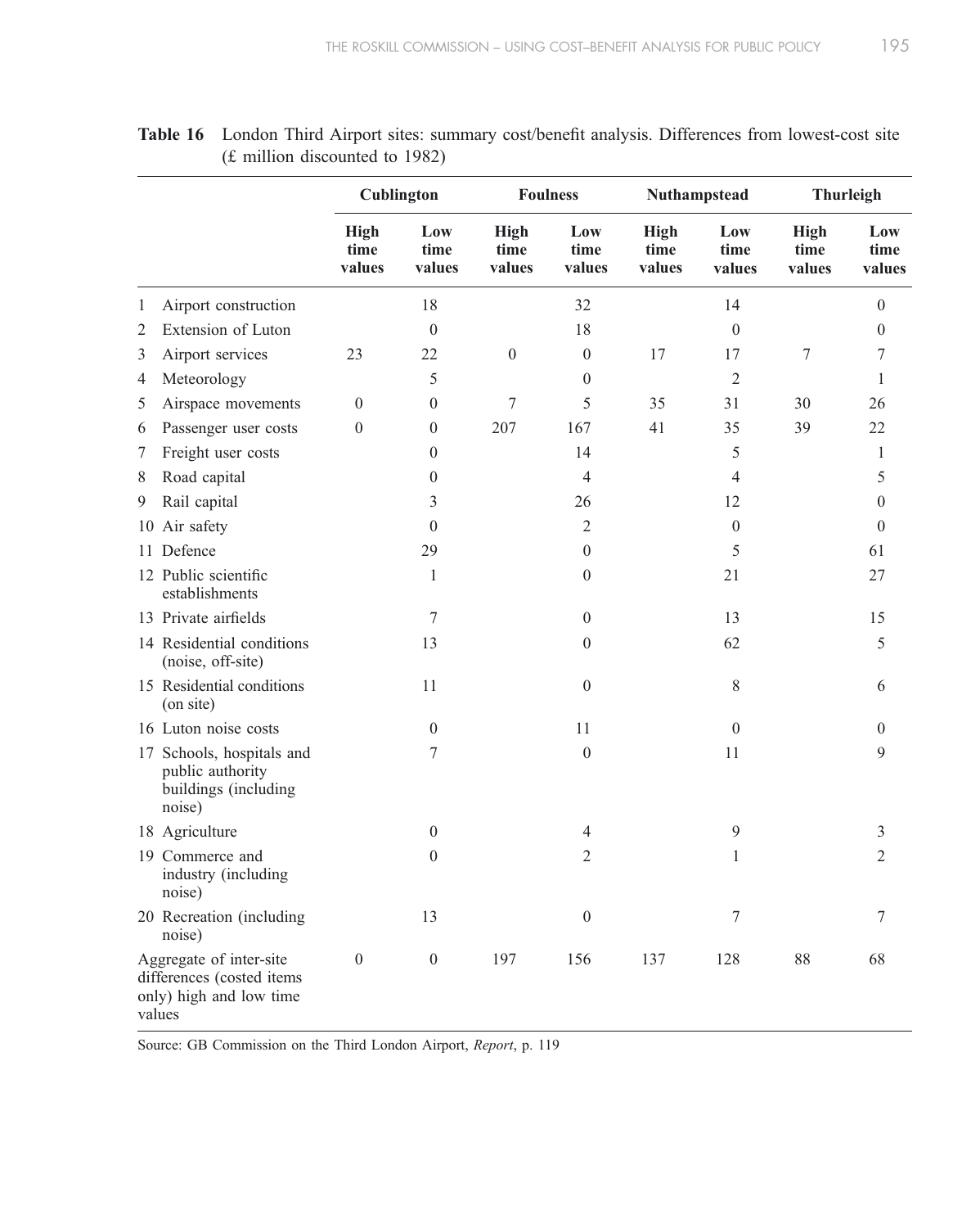**Table 16** London Third Airport sites: summary cost/benefit analysis. Differences from lowest-cost site (£ million discounted to 1982)

| | Cublington | | Foulness | | Nuthampstead | | Thurleigh | |
|---|---|---|---|---|---|---|---|---|
| | High time values | Low time values | High time values | Low time values | High time values | Low time values | High time values | Low time values |
| 1 Airport construction | | 18 | | 32 | | 14 | | 0 |
| 2 Extension of Luton | | 0 | | 18 | | 0 | | 0 |
| 3 Airport services | 23 | 22 | 0 | 0 | 17 | 17 | 7 | 7 |
| 4 Meteorology | | 5 | | 0 | | 2 | | 1 |
| 5 Airspace movements | 0 | 0 | 7 | 5 | 35 | 31 | 30 | 26 |
| 6 Passenger user costs | 0 | 0 | 207 | 167 | 41 | 35 | 39 | 22 |
| 7 Freight user costs | | 0 | | 14 | | 5 | | 1 |
| 8 Road capital | | 0 | | 4 | | 4 | | 5 |
| 9 Rail capital | | 3 | | 26 | | 12 | | 0 |
| 10 Air safety | | 0 | | 2 | | 0 | | 0 |
| 11 Defence | | 29 | | 0 | | 5 | | 61 |
| 12 Public scientific establishments | | 1 | | 0 | | 21 | | 27 |
| 13 Private airfields | | 7 | | 0 | | 13 | | 15 |
| 14 Residential conditions (noise, off-site) | | 13 | | 0 | | 62 | | 5 |
| 15 Residential conditions (on site) | | 11 | | 0 | | 8 | | 6 |
| 16 Luton noise costs | | 0 | | 11 | | 0 | | 0 |
| 17 Schools, hospitals and public authority buildings (including noise) | | 7 | | 0 | | 11 | | 9 |
| 18 Agriculture | | 0 | | 4 | | 9 | | 3 |
| 19 Commerce and industry (including noise) | | 0 | | 2 | | 1 | | 2 |
| 20 Recreation (including noise) | | 13 | | 0 | | 7 | | 7 |
| Aggregate of inter-site differences (costed items only) high and low time values | 0 | 0 | 197 | 156 | 137 | 128 | 88 | 68 |

Source: GB Commission on the Third London Airport, *Report*, p. 119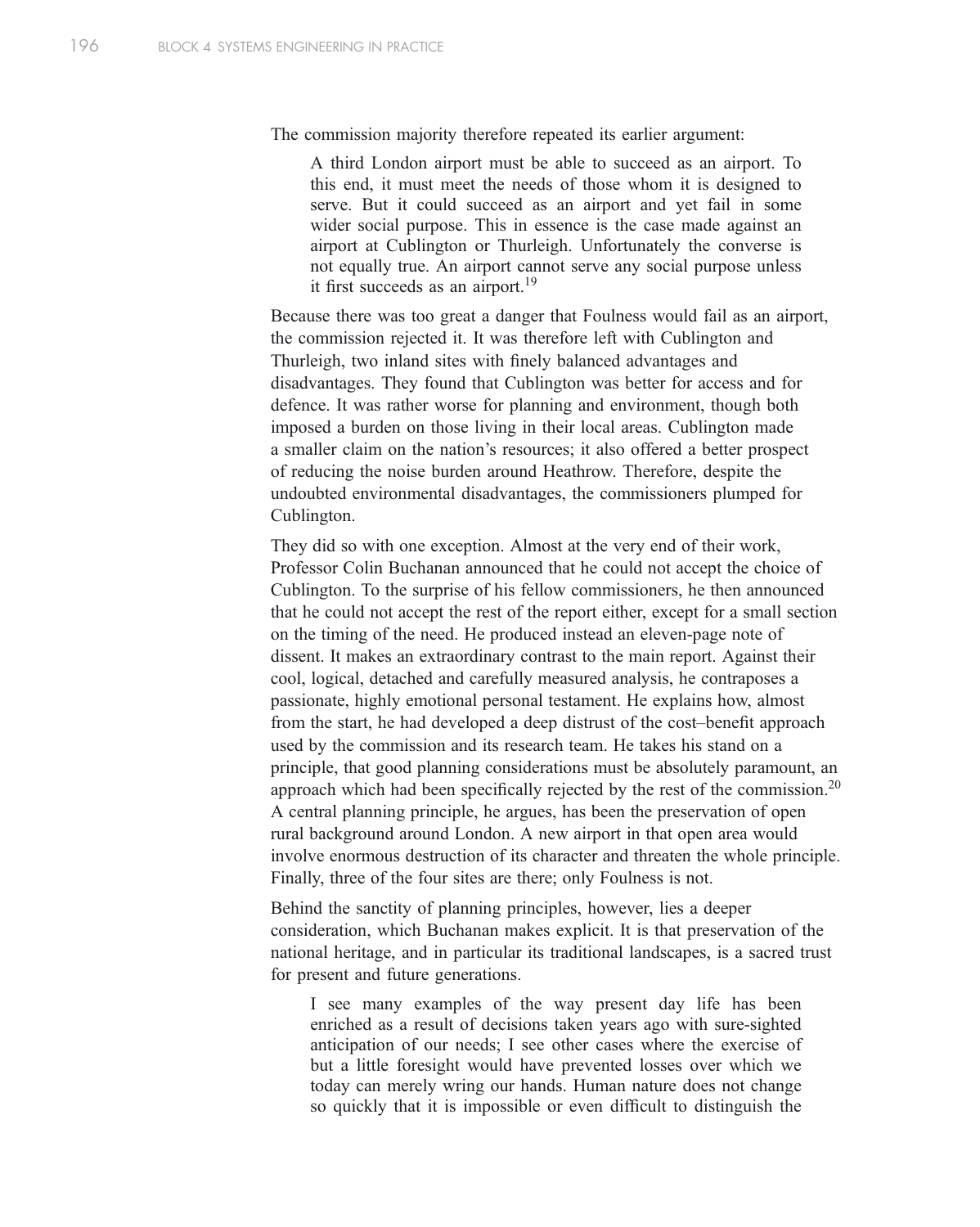The commission majority therefore repeated its earlier argument:

> A third London airport must be able to succeed as an airport. To this end, it must meet the needs of those whom it is designed to serve. But it could succeed as an airport and yet fail in some wider social purpose. This in essence is the case made against an airport at Cublington or Thurleigh. Unfortunately the converse is not equally true. An airport cannot serve any social purpose unless it first succeeds as an airport.[19]

Because there was too great a danger that Foulness would fail as an airport, the commission rejected it. It was therefore left with Cublington and Thurleigh, two inland sites with finely balanced advantages and disadvantages. They found that Cublington was better for access and for defence. It was rather worse for planning and environment, though both imposed a burden on those living in their local areas. Cublington made a smaller claim on the nation's resources; it also offered a better prospect of reducing the noise burden around Heathrow. Therefore, despite the undoubted environmental disadvantages, the commissioners plumped for Cublington.

They did so with one exception. Almost at the very end of their work, Professor Colin Buchanan announced that he could not accept the choice of Cublington. To the surprise of his fellow commissioners, he then announced that he could not accept the rest of the report either, except for a small section on the timing of the need. He produced instead an eleven-page note of dissent. It makes an extraordinary contrast to the main report. Against their cool, logical, detached and carefully measured analysis, he contraposes a passionate, highly emotional personal testament. He explains how, almost from the start, he had developed a deep distrust of the cost–benefit approach used by the commission and its research team. He takes his stand on a principle, that good planning considerations must be absolutely paramount, an approach which had been specifically rejected by the rest of the commission.[20] A central planning principle, he argues, has been the preservation of open rural background around London. A new airport in that open area would involve enormous destruction of its character and threaten the whole principle. Finally, three of the four sites are there; only Foulness is not.

Behind the sanctity of planning principles, however, lies a deeper consideration, which Buchanan makes explicit. It is that preservation of the national heritage, and in particular its traditional landscapes, is a sacred trust for present and future generations.

> I see many examples of the way present day life has been enriched as a result of decisions taken years ago with sure-sighted anticipation of our needs; I see other cases where the exercise of but a little foresight would have prevented losses over which we today can merely wring our hands. Human nature does not change so quickly that it is impossible or even difficult to distinguish the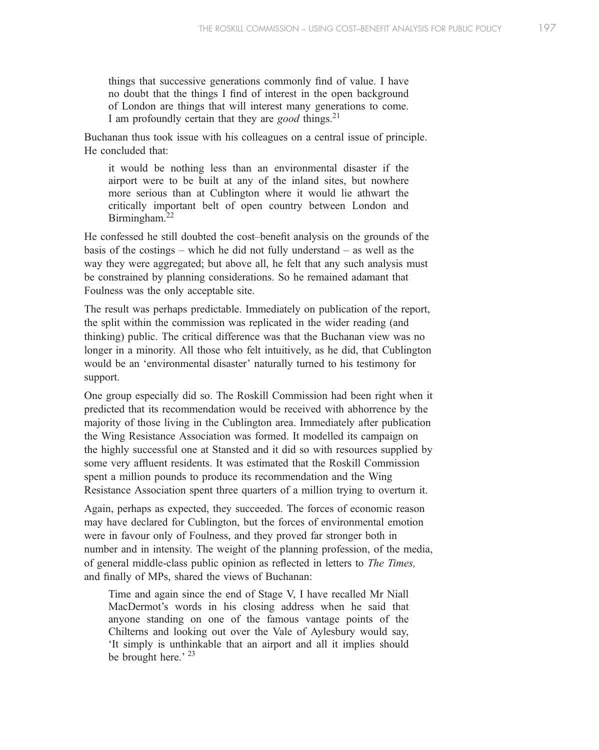> things that successive generations commonly find of value. I have no doubt that the things I find of interest in the open background of London are things that will interest many generations to come. I am profoundly certain that they are *good* things.[21]

Buchanan thus took issue with his colleagues on a central issue of principle. He concluded that:

> it would be nothing less than an environmental disaster if the airport were to be built at any of the inland sites, but nowhere more serious than at Cublington where it would lie athwart the critically important belt of open country between London and Birmingham.[22]

He confessed he still doubted the cost–benefit analysis on the grounds of the basis of the costings – which he did not fully understand – as well as the way they were aggregated; but above all, he felt that any such analysis must be constrained by planning considerations. So he remained adamant that Foulness was the only acceptable site.

The result was perhaps predictable. Immediately on publication of the report, the split within the commission was replicated in the wider reading (and thinking) public. The critical difference was that the Buchanan view was no longer in a minority. All those who felt intuitively, as he did, that Cublington would be an 'environmental disaster' naturally turned to his testimony for support.

One group especially did so. The Roskill Commission had been right when it predicted that its recommendation would be received with abhorrence by the majority of those living in the Cublington area. Immediately after publication the Wing Resistance Association was formed. It modelled its campaign on the highly successful one at Stansted and it did so with resources supplied by some very affluent residents. It was estimated that the Roskill Commission spent a million pounds to produce its recommendation and the Wing Resistance Association spent three quarters of a million trying to overturn it.

Again, perhaps as expected, they succeeded. The forces of economic reason may have declared for Cublington, but the forces of environmental emotion were in favour only of Foulness, and they proved far stronger both in number and in intensity. The weight of the planning profession, of the media, of general middle-class public opinion as reflected in letters to *The Times,* and finally of MPs, shared the views of Buchanan:

> Time and again since the end of Stage V, I have recalled Mr Niall MacDermot's words in his closing address when he said that anyone standing on one of the famous vantage points of the Chilterns and looking out over the Vale of Aylesbury would say, 'It simply is unthinkable that an airport and all it implies should be brought here.'[23]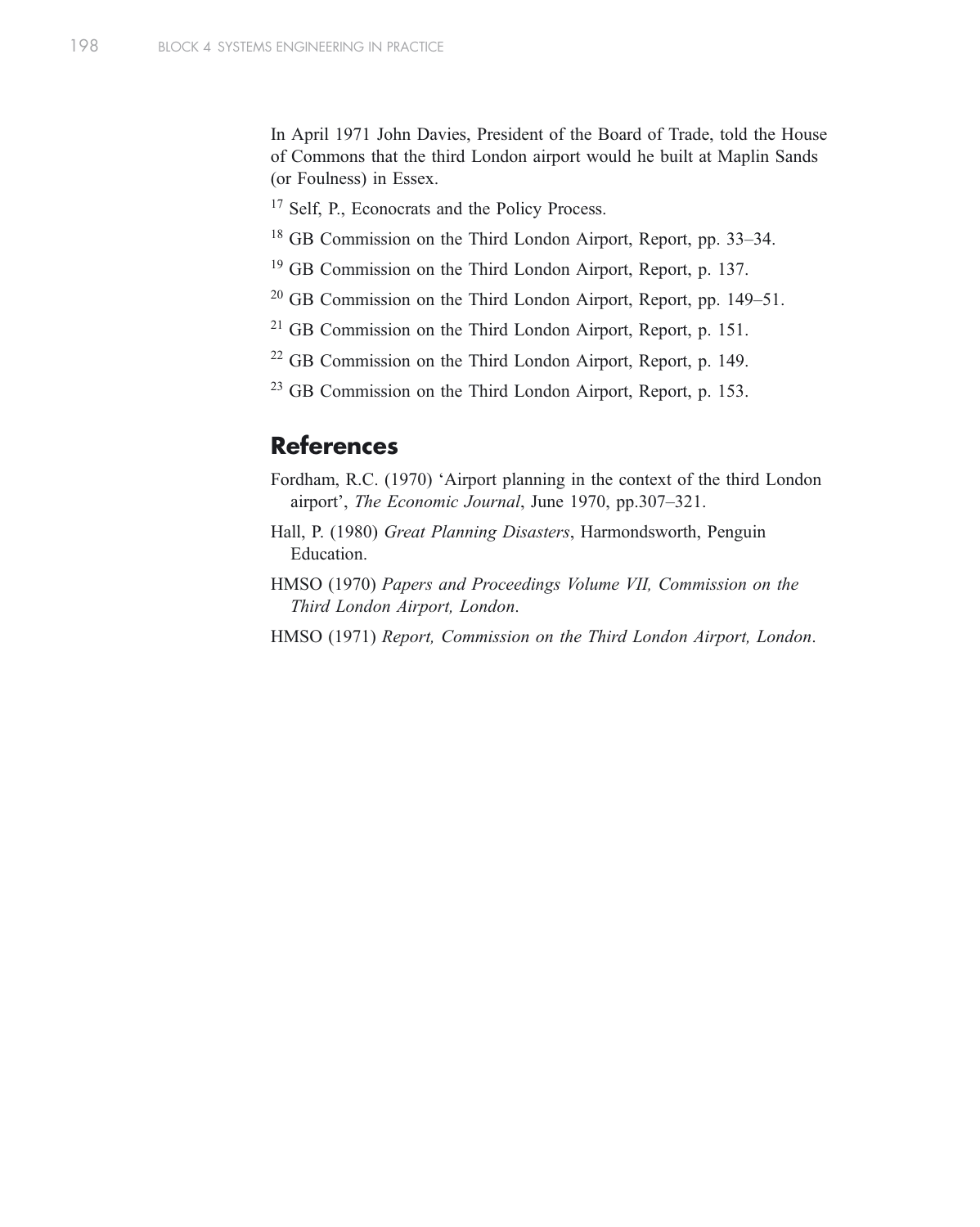In April 1971 John Davies, President of the Board of Trade, told the House of Commons that the third London airport would he built at Maplin Sands (or Foulness) in Essex.

[17] Self, P., Econocrats and the Policy Process.

[18] GB Commission on the Third London Airport, Report, pp. 33–34.

[19] GB Commission on the Third London Airport, Report, p. 137.

[20] GB Commission on the Third London Airport, Report, pp. 149–51.

[21] GB Commission on the Third London Airport, Report, p. 151.

[22] GB Commission on the Third London Airport, Report, p. 149.

[23] GB Commission on the Third London Airport, Report, p. 153.

## References

Fordham, R.C. (1970) 'Airport planning in the context of the third London airport', *The Economic Journal*, June 1970, pp.307–321.

Hall, P. (1980) *Great Planning Disasters*, Harmondsworth, Penguin Education.

HMSO (1970) *Papers and Proceedings Volume VII, Commission on the Third London Airport, London*.

HMSO (1971) *Report, Commission on the Third London Airport, London*.